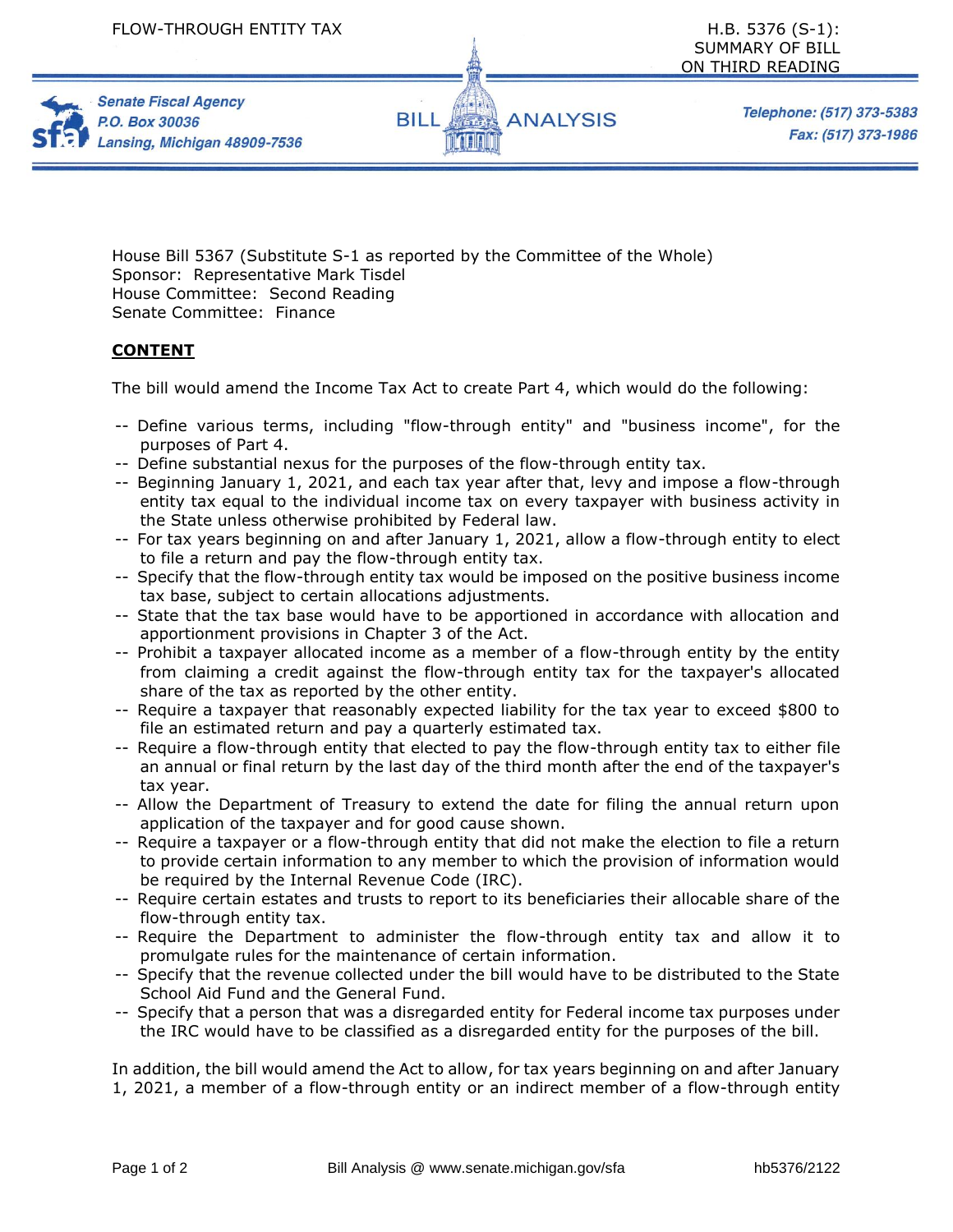FLOW-THROUGH ENTITY TAX

H.B. 5376 (S-1): SUMMARY OF BILL ON THIRD READING

Senate Fiscal Agency
P.O. Box 30036
Lansing, Michigan 48909-7536

BILL ANALYSIS

Telephone: (517) 373-5383
Fax: (517) 373-1986

House Bill 5367 (Substitute S-1 as reported by the Committee of the Whole)
Sponsor: Representative Mark Tisdel
House Committee: Second Reading
Senate Committee: Finance

## CONTENT

The bill would amend the Income Tax Act to create Part 4, which would do the following:

- Define various terms, including "flow-through entity" and "business income", for the purposes of Part 4.
- Define substantial nexus for the purposes of the flow-through entity tax.
- Beginning January 1, 2021, and each tax year after that, levy and impose a flow-through entity tax equal to the individual income tax on every taxpayer with business activity in the State unless otherwise prohibited by Federal law.
- For tax years beginning on and after January 1, 2021, allow a flow-through entity to elect to file a return and pay the flow-through entity tax.
- Specify that the flow-through entity tax would be imposed on the positive business income tax base, subject to certain allocations adjustments.
- State that the tax base would have to be apportioned in accordance with allocation and apportionment provisions in Chapter 3 of the Act.
- Prohibit a taxpayer allocated income as a member of a flow-through entity by the entity from claiming a credit against the flow-through entity tax for the taxpayer's allocated share of the tax as reported by the other entity.
- Require a taxpayer that reasonably expected liability for the tax year to exceed $800 to file an estimated return and pay a quarterly estimated tax.
- Require a flow-through entity that elected to pay the flow-through entity tax to either file an annual or final return by the last day of the third month after the end of the taxpayer's tax year.
- Allow the Department of Treasury to extend the date for filing the annual return upon application of the taxpayer and for good cause shown.
- Require a taxpayer or a flow-through entity that did not make the election to file a return to provide certain information to any member to which the provision of information would be required by the Internal Revenue Code (IRC).
- Require certain estates and trusts to report to its beneficiaries their allocable share of the flow-through entity tax.
- Require the Department to administer the flow-through entity tax and allow it to promulgate rules for the maintenance of certain information.
- Specify that the revenue collected under the bill would have to be distributed to the State School Aid Fund and the General Fund.
- Specify that a person that was a disregarded entity for Federal income tax purposes under the IRC would have to be classified as a disregarded entity for the purposes of the bill.

In addition, the bill would amend the Act to allow, for tax years beginning on and after January 1, 2021, a member of a flow-through entity or an indirect member of a flow-through entity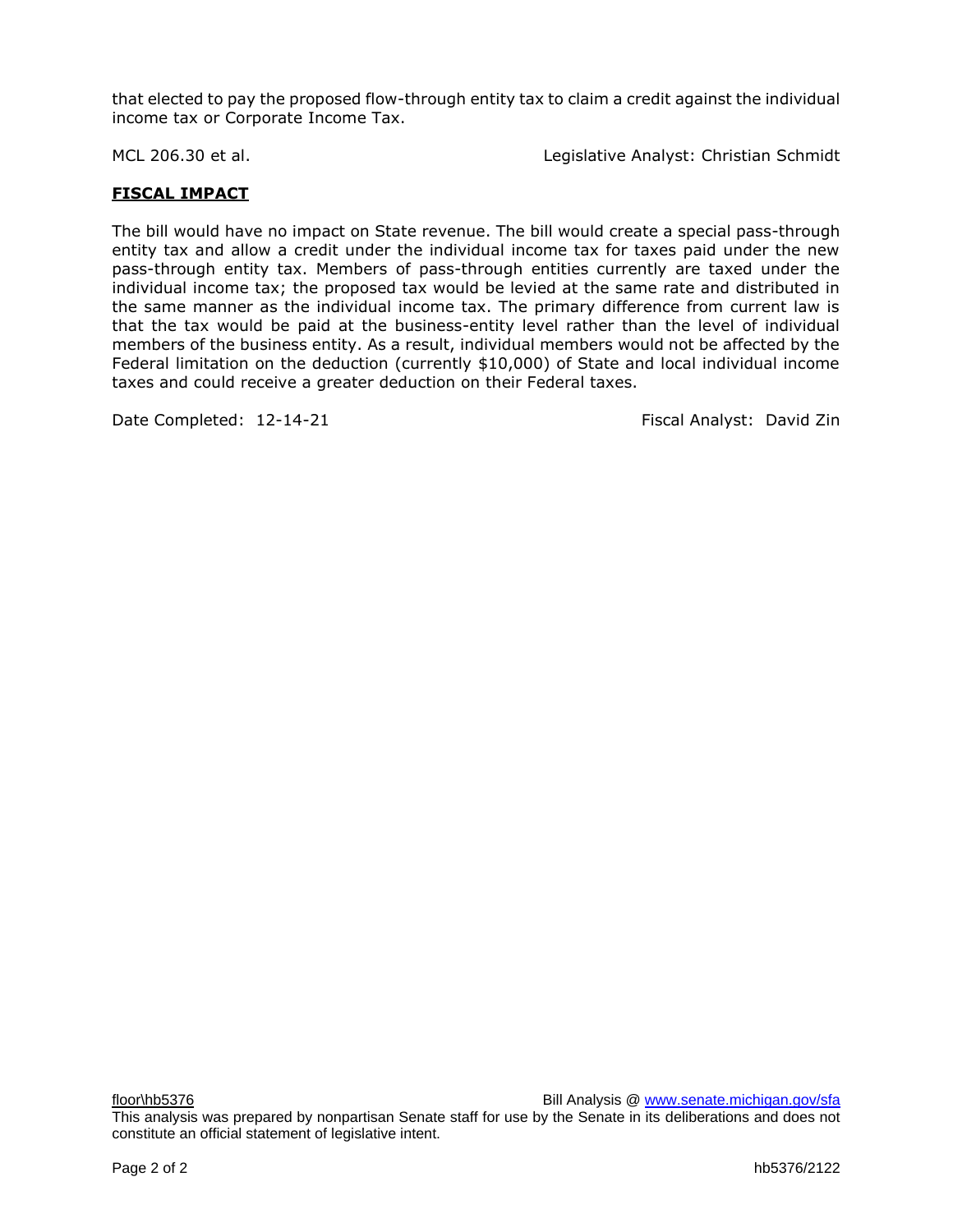that elected to pay the proposed flow-through entity tax to claim a credit against the individual income tax or Corporate Income Tax.

MCL 206.30 et al. Legislative Analyst: Christian Schmidt

## **FISCAL IMPACT**

The bill would have no impact on State revenue. The bill would create a special pass-through entity tax and allow a credit under the individual income tax for taxes paid under the new pass-through entity tax. Members of pass-through entities currently are taxed under the individual income tax; the proposed tax would be levied at the same rate and distributed in the same manner as the individual income tax. The primary difference from current law is that the tax would be paid at the business-entity level rather than the level of individual members of the business entity. As a result, individual members would not be affected by the Federal limitation on the deduction (currently $10,000) of State and local individual income taxes and could receive a greater deduction on their Federal taxes.

Date Completed: 12-14-21 Fiscal Analyst: David Zin

floor\hb5376 Bill Analysis @ www.senate.michigan.gov/sfa

This analysis was prepared by nonpartisan Senate staff for use by the Senate in its deliberations and does not constitute an official statement of legislative intent.